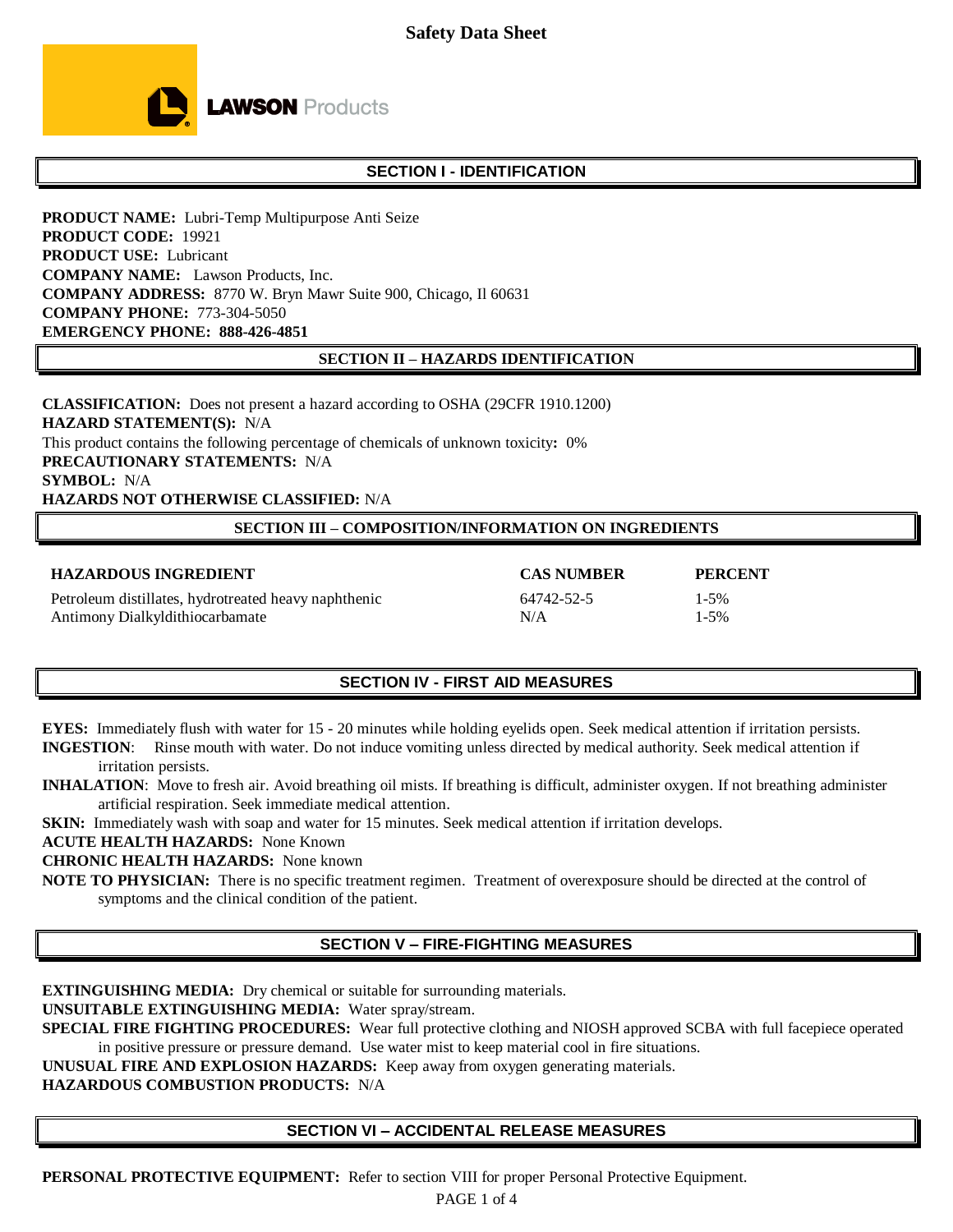# Safety Data Sheet

**LAWSON** Products

## SECTION I - IDENTIFICATION

**PRODUCT NAME:** Lubri-Temp Multipurpose Anti Seize
**PRODUCT CODE:** 19921
**PRODUCT USE:** Lubricant
**COMPANY NAME:** Lawson Products, Inc.
**COMPANY ADDRESS:** 8770 W. Bryn Mawr Suite 900, Chicago, Il 60631
**COMPANY PHONE:** 773-304-5050
**EMERGENCY PHONE: 888-426-4851**

## SECTION II – HAZARDS IDENTIFICATION

**CLASSIFICATION:** Does not present a hazard according to OSHA (29CFR 1910.1200)
**HAZARD STATEMENT(S):** N/A
This product contains the following percentage of chemicals of unknown toxicity**:** 0%
**PRECAUTIONARY STATEMENTS:** N/A
**SYMBOL:** N/A
**HAZARDS NOT OTHERWISE CLASSIFIED:** N/A

## SECTION III – COMPOSITION/INFORMATION ON INGREDIENTS

| HAZARDOUS INGREDIENT | CAS NUMBER | PERCENT |
|---|---|---|
| Petroleum distillates, hydrotreated heavy naphthenic | 64742-52-5 | 1-5% |
| Antimony Dialkyldithiocarbamate | N/A | 1-5% |

## SECTION IV - FIRST AID MEASURES

**EYES:** Immediately flush with water for 15 - 20 minutes while holding eyelids open. Seek medical attention if irritation persists.
**INGESTION**: Rinse mouth with water. Do not induce vomiting unless directed by medical authority. Seek medical attention if irritation persists.
**INHALATION**: Move to fresh air. Avoid breathing oil mists. If breathing is difficult, administer oxygen. If not breathing administer artificial respiration. Seek immediate medical attention.
**SKIN:** Immediately wash with soap and water for 15 minutes. Seek medical attention if irritation develops.
**ACUTE HEALTH HAZARDS:** None Known
**CHRONIC HEALTH HAZARDS:** None known
**NOTE TO PHYSICIAN:** There is no specific treatment regimen. Treatment of overexposure should be directed at the control of symptoms and the clinical condition of the patient.

## SECTION V – FIRE-FIGHTING MEASURES

**EXTINGUISHING MEDIA:** Dry chemical or suitable for surrounding materials.
**UNSUITABLE EXTINGUISHING MEDIA:** Water spray/stream.
**SPECIAL FIRE FIGHTING PROCEDURES:** Wear full protective clothing and NIOSH approved SCBA with full facepiece operated in positive pressure or pressure demand. Use water mist to keep material cool in fire situations.
**UNUSUAL FIRE AND EXPLOSION HAZARDS:** Keep away from oxygen generating materials.
**HAZARDOUS COMBUSTION PRODUCTS:** N/A

## SECTION VI – ACCIDENTAL RELEASE MEASURES

**PERSONAL PROTECTIVE EQUIPMENT:** Refer to section VIII for proper Personal Protective Equipment.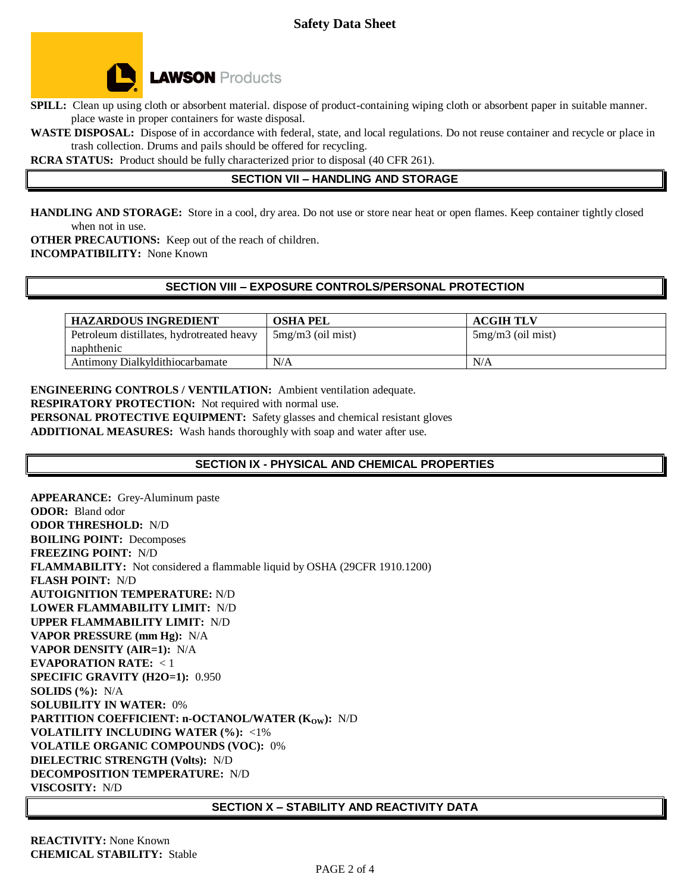**SPILL:** Clean up using cloth or absorbent material. dispose of product-containing wiping cloth or absorbent paper in suitable manner. place waste in proper containers for waste disposal.

**WASTE DISPOSAL:** Dispose of in accordance with federal, state, and local regulations. Do not reuse container and recycle or place in trash collection. Drums and pails should be offered for recycling.

**RCRA STATUS:** Product should be fully characterized prior to disposal (40 CFR 261).

## SECTION VII – HANDLING AND STORAGE

**HANDLING AND STORAGE:** Store in a cool, dry area. Do not use or store near heat or open flames. Keep container tightly closed when not in use.

**OTHER PRECAUTIONS:** Keep out of the reach of children.

**INCOMPATIBILITY:** None Known

## SECTION VIII – EXPOSURE CONTROLS/PERSONAL PROTECTION

| HAZARDOUS INGREDIENT | OSHA PEL | ACGIH TLV |
|---|---|---|
| Petroleum distillates, hydrotreated heavy naphthenic | 5mg/m3 (oil mist) | 5mg/m3 (oil mist) |
| Antimony Dialkyldithiocarbamate | N/A | N/A |

**ENGINEERING CONTROLS / VENTILATION:** Ambient ventilation adequate.

**RESPIRATORY PROTECTION:** Not required with normal use.

**PERSONAL PROTECTIVE EQUIPMENT:** Safety glasses and chemical resistant gloves

**ADDITIONAL MEASURES:** Wash hands thoroughly with soap and water after use.

## SECTION IX - PHYSICAL AND CHEMICAL PROPERTIES

**APPEARANCE:** Grey-Aluminum paste
**ODOR:** Bland odor
**ODOR THRESHOLD:** N/D
**BOILING POINT:** Decomposes
**FREEZING POINT:** N/D
**FLAMMABILITY:** Not considered a flammable liquid by OSHA (29CFR 1910.1200)
**FLASH POINT:** N/D
**AUTOIGNITION TEMPERATURE:** N/D
**LOWER FLAMMABILITY LIMIT:** N/D
**UPPER FLAMMABILITY LIMIT:** N/D
**VAPOR PRESSURE (mm Hg):** N/A
**VAPOR DENSITY (AIR=1):** N/A
**EVAPORATION RATE:** < 1
**SPECIFIC GRAVITY (H2O=1):** 0.950
**SOLIDS (%):** N/A
**SOLUBILITY IN WATER:** 0%
**PARTITION COEFFICIENT: n-OCTANOL/WATER ($K_{OW}$):** N/D
**VOLATILITY INCLUDING WATER (%):** <1%
**VOLATILE ORGANIC COMPOUNDS (VOC):** 0%
**DIELECTRIC STRENGTH (Volts):** N/D
**DECOMPOSITION TEMPERATURE:** N/D
**VISCOSITY:** N/D

## SECTION X – STABILITY AND REACTIVITY DATA

**REACTIVITY:** None Known
**CHEMICAL STABILITY:** Stable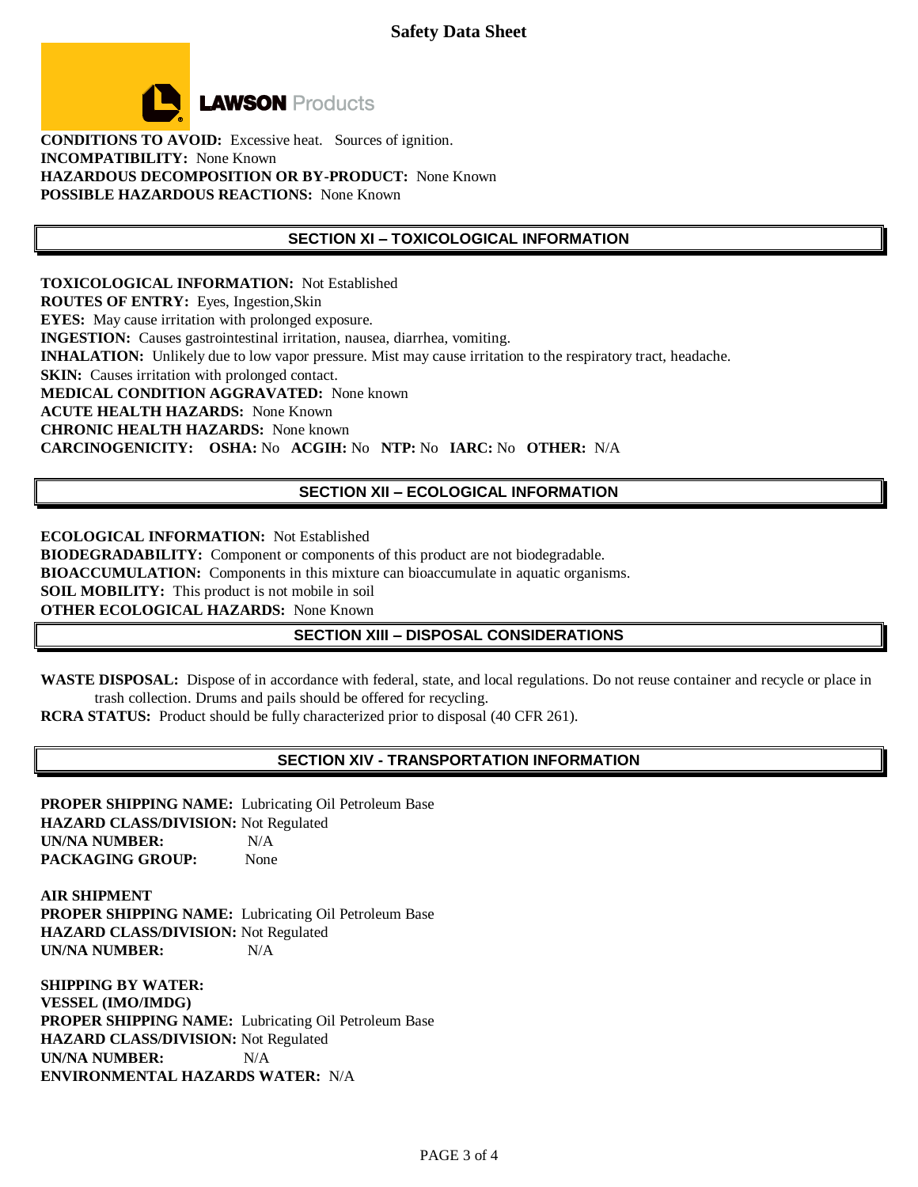**CONDITIONS TO AVOID:** Excessive heat. Sources of ignition.
**INCOMPATIBILITY:** None Known
**HAZARDOUS DECOMPOSITION OR BY-PRODUCT:** None Known
**POSSIBLE HAZARDOUS REACTIONS:** None Known

## SECTION XI – TOXICOLOGICAL INFORMATION

**TOXICOLOGICAL INFORMATION:** Not Established
**ROUTES OF ENTRY:** Eyes, Ingestion,Skin
**EYES:** May cause irritation with prolonged exposure.
**INGESTION:** Causes gastrointestinal irritation, nausea, diarrhea, vomiting.
**INHALATION:** Unlikely due to low vapor pressure. Mist may cause irritation to the respiratory tract, headache.
**SKIN:** Causes irritation with prolonged contact.
**MEDICAL CONDITION AGGRAVATED:** None known
**ACUTE HEALTH HAZARDS:** None Known
**CHRONIC HEALTH HAZARDS:** None known
**CARCINOGENICITY:** **OSHA:** No **ACGIH:** No **NTP:** No **IARC:** No **OTHER:** N/A

## SECTION XII – ECOLOGICAL INFORMATION

**ECOLOGICAL INFORMATION:** Not Established
**BIODEGRADABILITY:** Component or components of this product are not biodegradable.
**BIOACCUMULATION:** Components in this mixture can bioaccumulate in aquatic organisms.
**SOIL MOBILITY:** This product is not mobile in soil
**OTHER ECOLOGICAL HAZARDS:** None Known

## SECTION XIII – DISPOSAL CONSIDERATIONS

**WASTE DISPOSAL:** Dispose of in accordance with federal, state, and local regulations. Do not reuse container and recycle or place in trash collection. Drums and pails should be offered for recycling.
**RCRA STATUS:** Product should be fully characterized prior to disposal (40 CFR 261).

## SECTION XIV - TRANSPORTATION INFORMATION

**PROPER SHIPPING NAME:** Lubricating Oil Petroleum Base
**HAZARD CLASS/DIVISION:** Not Regulated
**UN/NA NUMBER:** N/A
**PACKAGING GROUP:** None

**AIR SHIPMENT**
**PROPER SHIPPING NAME:** Lubricating Oil Petroleum Base
**HAZARD CLASS/DIVISION:** Not Regulated
**UN/NA NUMBER:** N/A

**SHIPPING BY WATER:**
**VESSEL (IMO/IMDG)**
**PROPER SHIPPING NAME:** Lubricating Oil Petroleum Base
**HAZARD CLASS/DIVISION:** Not Regulated
**UN/NA NUMBER:** N/A
**ENVIRONMENTAL HAZARDS WATER:** N/A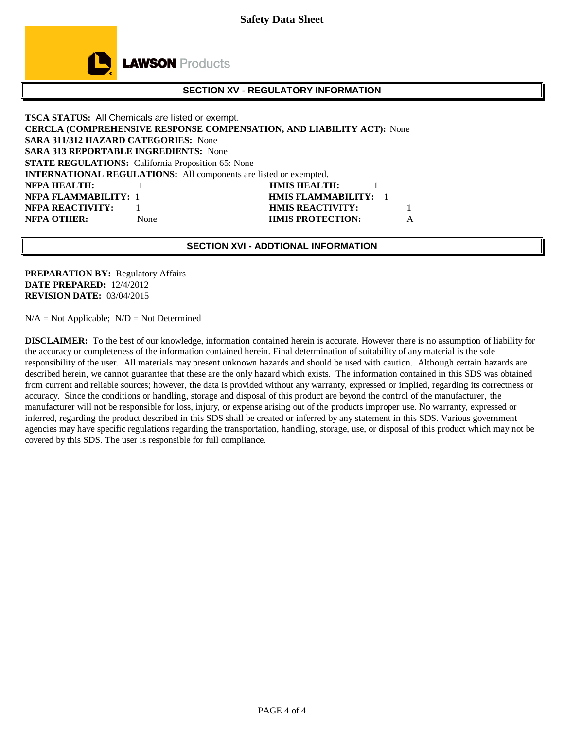## SECTION XV - REGULATORY INFORMATION

**TSCA STATUS:** All Chemicals are listed or exempt.
**CERCLA (COMPREHENSIVE RESPONSE COMPENSATION, AND LIABILITY ACT):** None
**SARA 311/312 HAZARD CATEGORIES:** None
**SARA 313 REPORTABLE INGREDIENTS:** None
**STATE REGULATIONS:** California Proposition 65: None
**INTERNATIONAL REGULATIONS:** All components are listed or exempted.

| | | | |
|---|---|---|---|
| **NFPA HEALTH:** | 1 | **HMIS HEALTH:** | 1 |
| **NFPA FLAMMABILITY:** | 1 | **HMIS FLAMMABILITY:** | 1 |
| **NFPA REACTIVITY:** | 1 | **HMIS REACTIVITY:** | 1 |
| **NFPA OTHER:** | None | **HMIS PROTECTION:** | A |

## SECTION XVI - ADDTIONAL INFORMATION

**PREPARATION BY:** Regulatory Affairs
**DATE PREPARED:** 12/4/2012
**REVISION DATE:** 03/04/2015

N/A = Not Applicable; N/D = Not Determined

**DISCLAIMER:** To the best of our knowledge, information contained herein is accurate. However there is no assumption of liability for the accuracy or completeness of the information contained herein. Final determination of suitability of any material is the sole responsibility of the user. All materials may present unknown hazards and should be used with caution. Although certain hazards are described herein, we cannot guarantee that these are the only hazard which exists. The information contained in this SDS was obtained from current and reliable sources; however, the data is provided without any warranty, expressed or implied, regarding its correctness or accuracy. Since the conditions or handling, storage and disposal of this product are beyond the control of the manufacturer, the manufacturer will not be responsible for loss, injury, or expense arising out of the products improper use. No warranty, expressed or inferred, regarding the product described in this SDS shall be created or inferred by any statement in this SDS. Various government agencies may have specific regulations regarding the transportation, handling, storage, use, or disposal of this product which may not be covered by this SDS. The user is responsible for full compliance.